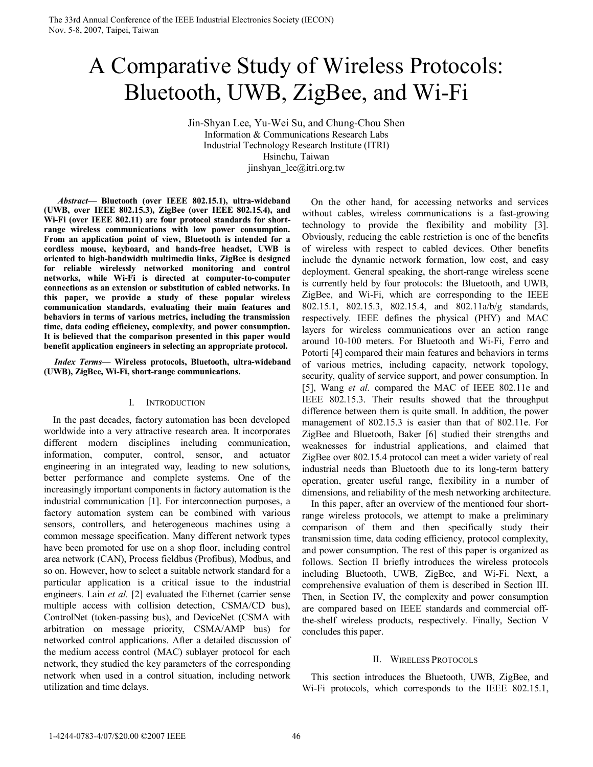# A Comparative Study of Wireless Protocols: Bluetooth, UWB, ZigBee, and Wi-Fi

Jin-Shyan Lee, Yu-Wei Su, and Chung-Chou Shen
Information & Communications Research Labs
Industrial Technology Research Institute (ITRI)
Hsinchu, Taiwan
jinshyan_lee@itri.org.tw

***Abstract*— Bluetooth (over IEEE 802.15.1), ultra-wideband (UWB, over IEEE 802.15.3), ZigBee (over IEEE 802.15.4), and Wi-Fi (over IEEE 802.11) are four protocol standards for short-range wireless communications with low power consumption. From an application point of view, Bluetooth is intended for a cordless mouse, keyboard, and hands-free headset, UWB is oriented to high-bandwidth multimedia links, ZigBee is designed for reliable wirelessly networked monitoring and control networks, while Wi-Fi is directed at computer-to-computer connections as an extension or substitution of cabled networks. In this paper, we provide a study of these popular wireless communication standards, evaluating their main features and behaviors in terms of various metrics, including the transmission time, data coding efficiency, complexity, and power consumption. It is believed that the comparison presented in this paper would benefit application engineers in selecting an appropriate protocol.**

***Index Terms*— Wireless protocols, Bluetooth, ultra-wideband (UWB), ZigBee, Wi-Fi, short-range communications.**

## I. Introduction

In the past decades, factory automation has been developed worldwide into a very attractive research area. It incorporates different modern disciplines including communication, information, computer, control, sensor, and actuator engineering in an integrated way, leading to new solutions, better performance and complete systems. One of the increasingly important components in factory automation is the industrial communication [1]. For interconnection purposes, a factory automation system can be combined with various sensors, controllers, and heterogeneous machines using a common message specification. Many different network types have been promoted for use on a shop floor, including control area network (CAN), Process fieldbus (Profibus), Modbus, and so on. However, how to select a suitable network standard for a particular application is a critical issue to the industrial engineers. Lain *et al.* [2] evaluated the Ethernet (carrier sense multiple access with collision detection, CSMA/CD bus), ControlNet (token-passing bus), and DeviceNet (CSMA with arbitration on message priority, CSMA/AMP bus) for networked control applications. After a detailed discussion of the medium access control (MAC) sublayer protocol for each network, they studied the key parameters of the corresponding network when used in a control situation, including network utilization and time delays.

On the other hand, for accessing networks and services without cables, wireless communications is a fast-growing technology to provide the flexibility and mobility [3]. Obviously, reducing the cable restriction is one of the benefits of wireless with respect to cabled devices. Other benefits include the dynamic network formation, low cost, and easy deployment. General speaking, the short-range wireless scene is currently held by four protocols: the Bluetooth, and UWB, ZigBee, and Wi-Fi, which are corresponding to the IEEE 802.15.1, 802.15.3, 802.15.4, and 802.11a/b/g standards, respectively. IEEE defines the physical (PHY) and MAC layers for wireless communications over an action range around 10-100 meters. For Bluetooth and Wi-Fi, Ferro and Potorti [4] compared their main features and behaviors in terms of various metrics, including capacity, network topology, security, quality of service support, and power consumption. In [5], Wang *et al.* compared the MAC of IEEE 802.11e and IEEE 802.15.3. Their results showed that the throughput difference between them is quite small. In addition, the power management of 802.15.3 is easier than that of 802.11e. For ZigBee and Bluetooth, Baker [6] studied their strengths and weaknesses for industrial applications, and claimed that ZigBee over 802.15.4 protocol can meet a wider variety of real industrial needs than Bluetooth due to its long-term battery operation, greater useful range, flexibility in a number of dimensions, and reliability of the mesh networking architecture.

In this paper, after an overview of the mentioned four short-range wireless protocols, we attempt to make a preliminary comparison of them and then specifically study their transmission time, data coding efficiency, protocol complexity, and power consumption. The rest of this paper is organized as follows. Section II briefly introduces the wireless protocols including Bluetooth, UWB, ZigBee, and Wi-Fi. Next, a comprehensive evaluation of them is described in Section III. Then, in Section IV, the complexity and power consumption are compared based on IEEE standards and commercial off-the-shelf wireless products, respectively. Finally, Section V concludes this paper.

## II. Wireless Protocols

This section introduces the Bluetooth, UWB, ZigBee, and Wi-Fi protocols, which corresponds to the IEEE 802.15.1,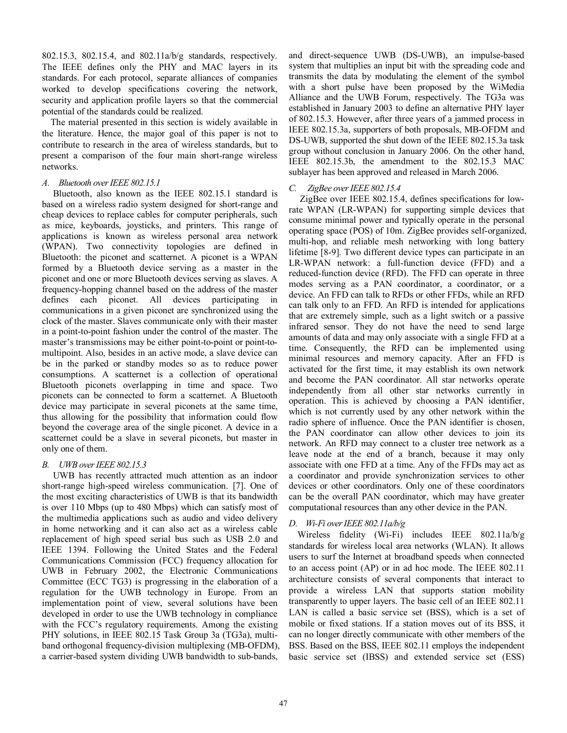802.15.3, 802.15.4, and 802.11a/b/g standards, respectively. The IEEE defines only the PHY and MAC layers in its standards. For each protocol, separate alliances of companies worked to develop specifications covering the network, security and application profile layers so that the commercial potential of the standards could be realized.

The material presented in this section is widely available in the literature. Hence, the major goal of this paper is not to contribute to research in the area of wireless standards, but to present a comparison of the four main short-range wireless networks.

### *A. Bluetooth over IEEE 802.15.1*

Bluetooth, also known as the IEEE 802.15.1 standard is based on a wireless radio system designed for short-range and cheap devices to replace cables for computer peripherals, such as mice, keyboards, joysticks, and printers. This range of applications is known as wireless personal area network (WPAN). Two connectivity topologies are defined in Bluetooth: the piconet and scatternet. A piconet is a WPAN formed by a Bluetooth device serving as a master in the piconet and one or more Bluetooth devices serving as slaves. A frequency-hopping channel based on the address of the master defines each piconet. All devices participating in communications in a given piconet are synchronized using the clock of the master. Slaves communicate only with their master in a point-to-point fashion under the control of the master. The master's transmissions may be either point-to-point or point-to-multipoint. Also, besides in an active mode, a slave device can be in the parked or standby modes so as to reduce power consumptions. A scatternet is a collection of operational Bluetooth piconets overlapping in time and space. Two piconets can be connected to form a scatternet. A Bluetooth device may participate in several piconets at the same time, thus allowing for the possibility that information could flow beyond the coverage area of the single piconet. A device in a scatternet could be a slave in several piconets, but master in only one of them.

### *B. UWB over IEEE 802.15.3*

UWB has recently attracted much attention as an indoor short-range high-speed wireless communication. [7]. One of the most exciting characteristics of UWB is that its bandwidth is over 110 Mbps (up to 480 Mbps) which can satisfy most of the multimedia applications such as audio and video delivery in home networking and it can also act as a wireless cable replacement of high speed serial bus such as USB 2.0 and IEEE 1394. Following the United States and the Federal Communications Commission (FCC) frequency allocation for UWB in February 2002, the Electronic Communications Committee (ECC TG3) is progressing in the elaboration of a regulation for the UWB technology in Europe. From an implementation point of view, several solutions have been developed in order to use the UWB technology in compliance with the FCC's regulatory requirements. Among the existing PHY solutions, in IEEE 802.15 Task Group 3a (TG3a), multi-band orthogonal frequency-division multiplexing (MB-OFDM), a carrier-based system dividing UWB bandwidth to sub-bands, and direct-sequence UWB (DS-UWB), an impulse-based system that multiplies an input bit with the spreading code and transmits the data by modulating the element of the symbol with a short pulse have been proposed by the WiMedia Alliance and the UWB Forum, respectively. The TG3a was established in January 2003 to define an alternative PHY layer of 802.15.3. However, after three years of a jammed process in IEEE 802.15.3a, supporters of both proposals, MB-OFDM and DS-UWB, supported the shut down of the IEEE 802.15.3a task group without conclusion in January 2006. On the other hand, IEEE 802.15.3b, the amendment to the 802.15.3 MAC sublayer has been approved and released in March 2006.

### *C. ZigBee over IEEE 802.15.4*

ZigBee over IEEE 802.15.4, defines specifications for low-rate WPAN (LR-WPAN) for supporting simple devices that consume minimal power and typically operate in the personal operating space (POS) of 10m. ZigBee provides self-organized, multi-hop, and reliable mesh networking with long battery lifetime [8-9]. Two different device types can participate in an LR-WPAN network: a full-function device (FFD) and a reduced-function device (RFD). The FFD can operate in three modes serving as a PAN coordinator, a coordinator, or a device. An FFD can talk to RFDs or other FFDs, while an RFD can talk only to an FFD. An RFD is intended for applications that are extremely simple, such as a light switch or a passive infrared sensor. They do not have the need to send large amounts of data and may only associate with a single FFD at a time. Consequently, the RFD can be implemented using minimal resources and memory capacity. After an FFD is activated for the first time, it may establish its own network and become the PAN coordinator. All star networks operate independently from all other star networks currently in operation. This is achieved by choosing a PAN identifier, which is not currently used by any other network within the radio sphere of influence. Once the PAN identifier is chosen, the PAN coordinator can allow other devices to join its network. An RFD may connect to a cluster tree network as a leave node at the end of a branch, because it may only associate with one FFD at a time. Any of the FFDs may act as a coordinator and provide synchronization services to other devices or other coordinators. Only one of these coordinators can be the overall PAN coordinator, which may have greater computational resources than any other device in the PAN.

### *D. Wi-Fi over IEEE 802.11a/b/g*

Wireless fidelity (Wi-Fi) includes IEEE 802.11a/b/g standards for wireless local area networks (WLAN). It allows users to surf the Internet at broadband speeds when connected to an access point (AP) or in ad hoc mode. The IEEE 802.11 architecture consists of several components that interact to provide a wireless LAN that supports station mobility transparently to upper layers. The basic cell of an IEEE 802.11 LAN is called a basic service set (BSS), which is a set of mobile or fixed stations. If a station moves out of its BSS, it can no longer directly communicate with other members of the BSS. Based on the BSS, IEEE 802.11 employs the independent basic service set (IBSS) and extended service set (ESS)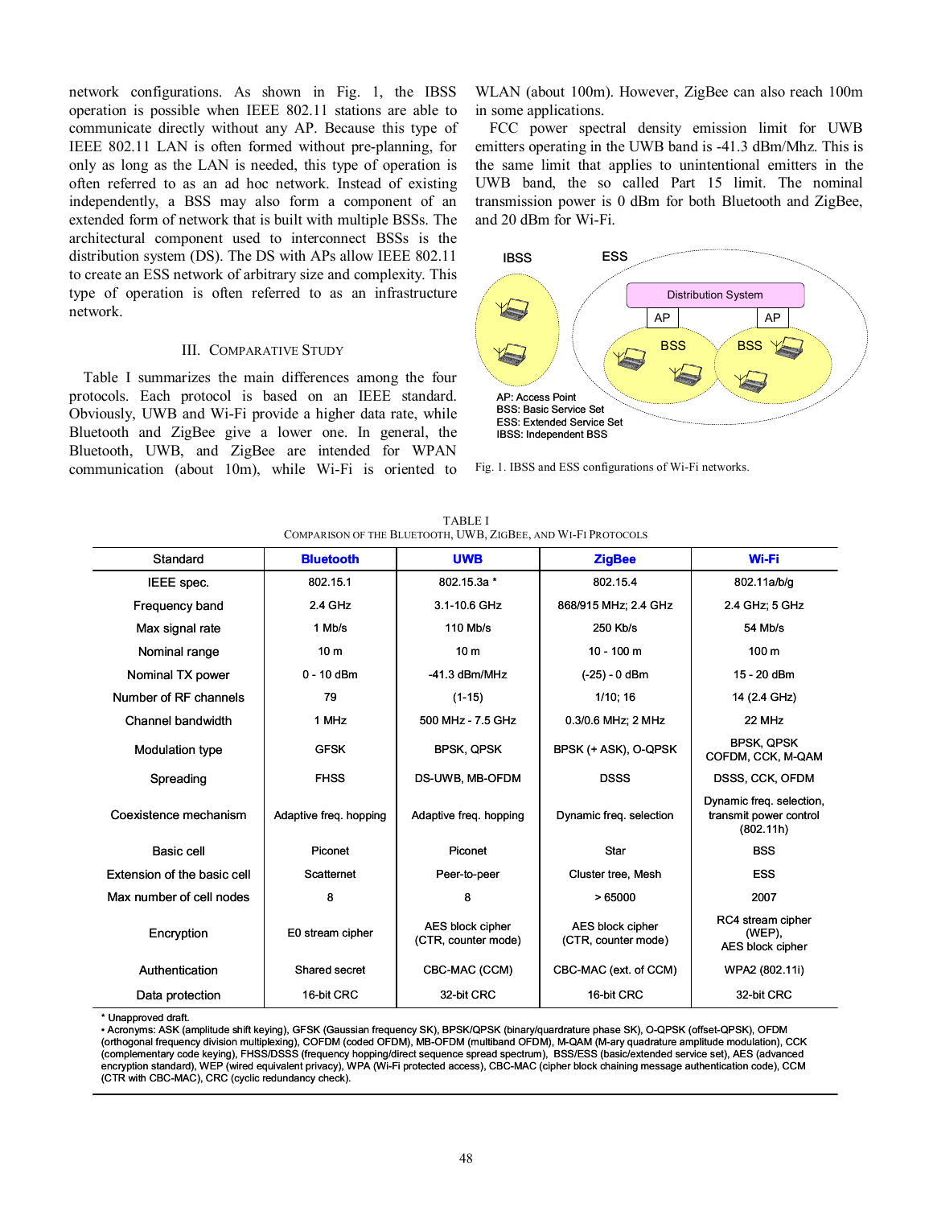network configurations. As shown in Fig. 1, the IBSS operation is possible when IEEE 802.11 stations are able to communicate directly without any AP. Because this type of IEEE 802.11 LAN is often formed without pre-planning, for only as long as the LAN is needed, this type of operation is often referred to as an ad hoc network. Instead of existing independently, a BSS may also form a component of an extended form of network that is built with multiple BSSs. The architectural component used to interconnect BSSs is the distribution system (DS). The DS with APs allow IEEE 802.11 to create an ESS network of arbitrary size and complexity. This type of operation is often referred to as an infrastructure network.

## III. Comparative Study

Table I summarizes the main differences among the four protocols. Each protocol is based on an IEEE standard. Obviously, UWB and Wi-Fi provide a higher data rate, while Bluetooth and ZigBee give a lower one. In general, the Bluetooth, UWB, and ZigBee are intended for WPAN communication (about 10m), while Wi-Fi is oriented to WLAN (about 100m). However, ZigBee can also reach 100m in some applications.

FCC power spectral density emission limit for UWB emitters operating in the UWB band is -41.3 dBm/Mhz. This is the same limit that applies to unintentional emitters in the UWB band, the so called Part 15 limit. The nominal transmission power is 0 dBm for both Bluetooth and ZigBee, and 20 dBm for Wi-Fi.

IBSS ESS Distribution System AP AP BSS BSS

AP: Access Point
BSS: Basic Service Set
ESS: Extended Service Set
IBSS: Independent BSS

Fig. 1. IBSS and ESS configurations of Wi-Fi networks.

TABLE I
Comparison of the Bluetooth, UWB, ZigBee, and Wi-Fi Protocols

| Standard | Bluetooth | UWB | ZigBee | Wi-Fi |
|---|---|---|---|---|
| IEEE spec. | 802.15.1 | 802.15.3a * | 802.15.4 | 802.11a/b/g |
| Frequency band | 2.4 GHz | 3.1-10.6 GHz | 868/915 MHz; 2.4 GHz | 2.4 GHz; 5 GHz |
| Max signal rate | 1 Mb/s | 110 Mb/s | 250 Kb/s | 54 Mb/s |
| Nominal range | 10 m | 10 m | 10 - 100 m | 100 m |
| Nominal TX power | 0 - 10 dBm | -41.3 dBm/MHz | (-25) - 0 dBm | 15 - 20 dBm |
| Number of RF channels | 79 | (1-15) | 1/10; 16 | 14 (2.4 GHz) |
| Channel bandwidth | 1 MHz | 500 MHz - 7.5 GHz | 0.3/0.6 MHz; 2 MHz | 22 MHz |
| Modulation type | GFSK | BPSK, QPSK | BPSK (+ ASK), O-QPSK | BPSK, QPSK COFDM, CCK, M-QAM |
| Spreading | FHSS | DS-UWB, MB-OFDM | DSSS | DSSS, CCK, OFDM |
| Coexistence mechanism | Adaptive freq. hopping | Adaptive freq. hopping | Dynamic freq. selection | Dynamic freq. selection, transmit power control (802.11h) |
| Basic cell | Piconet | Piconet | Star | BSS |
| Extension of the basic cell | Scatternet | Peer-to-peer | Cluster tree, Mesh | ESS |
| Max number of cell nodes | 8 | 8 | > 65000 | 2007 |
| Encryption | E0 stream cipher | AES block cipher (CTR, counter mode) | AES block cipher (CTR, counter mode) | RC4 stream cipher (WEP), AES block cipher |
| Authentication | Shared secret | CBC-MAC (CCM) | CBC-MAC (ext. of CCM) | WPA2 (802.11i) |
| Data protection | 16-bit CRC | 32-bit CRC | 16-bit CRC | 32-bit CRC |

\* Unapproved draft.
• Acronyms: ASK (amplitude shift keying), GFSK (Gaussian frequency SK), BPSK/QPSK (binary/quardrature phase SK), O-QPSK (offset-QPSK), OFDM (orthogonal frequency division multiplexing), COFDM (coded OFDM), MB-OFDM (multiband OFDM), M-QAM (M-ary quadrature amplitude modulation), CCK (complementary code keying), FHSS/DSSS (frequency hopping/direct sequence spread spectrum), BSS/ESS (basic/extended service set), AES (advanced encryption standard), WEP (wired equivalent privacy), WPA (Wi-Fi protected access), CBC-MAC (cipher block chaining message authentication code), CCM (CTR with CBC-MAC), CRC (cyclic redundancy check).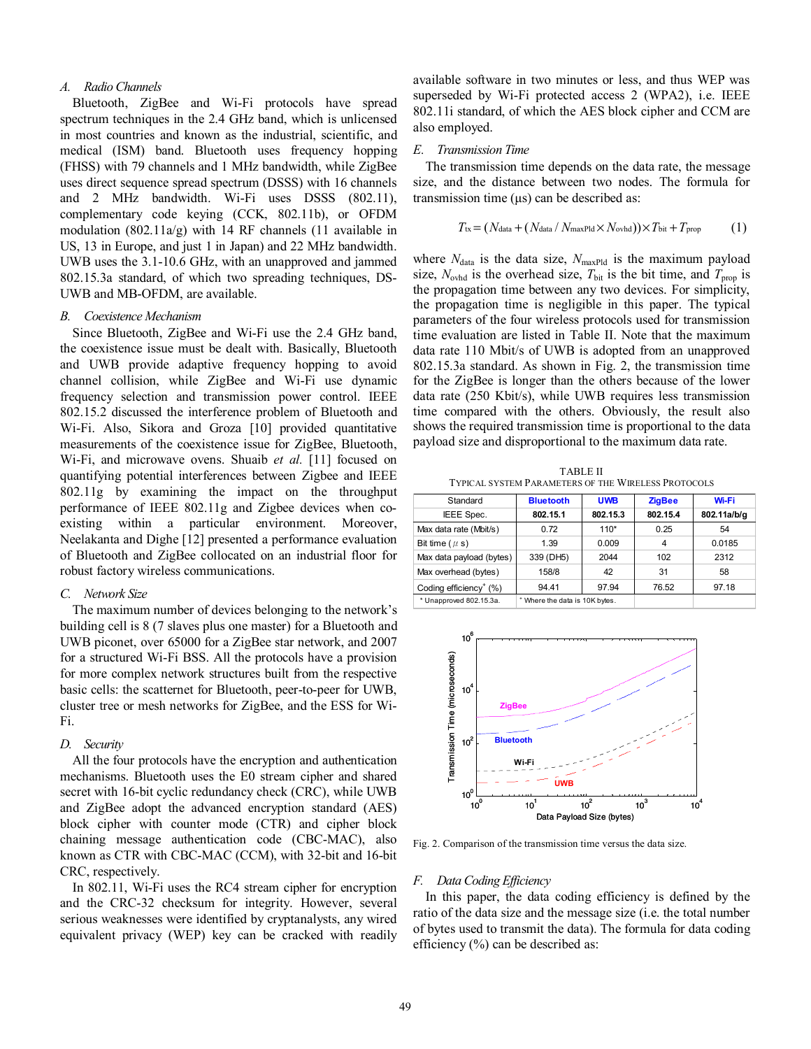### A. *Radio Channels*

Bluetooth, ZigBee and Wi-Fi protocols have spread spectrum techniques in the 2.4 GHz band, which is unlicensed in most countries and known as the industrial, scientific, and medical (ISM) band. Bluetooth uses frequency hopping (FHSS) with 79 channels and 1 MHz bandwidth, while ZigBee uses direct sequence spread spectrum (DSSS) with 16 channels and 2 MHz bandwidth. Wi-Fi uses DSSS (802.11), complementary code keying (CCK, 802.11b), or OFDM modulation (802.11a/g) with 14 RF channels (11 available in US, 13 in Europe, and just 1 in Japan) and 22 MHz bandwidth. UWB uses the 3.1-10.6 GHz, with an unapproved and jammed 802.15.3a standard, of which two spreading techniques, DS-UWB and MB-OFDM, are available.

### B. *Coexistence Mechanism*

Since Bluetooth, ZigBee and Wi-Fi use the 2.4 GHz band, the coexistence issue must be dealt with. Basically, Bluetooth and UWB provide adaptive frequency hopping to avoid channel collision, while ZigBee and Wi-Fi use dynamic frequency selection and transmission power control. IEEE 802.15.2 discussed the interference problem of Bluetooth and Wi-Fi. Also, Sikora and Groza [10] provided quantitative measurements of the coexistence issue for ZigBee, Bluetooth, Wi-Fi, and microwave ovens. Shuaib *et al.* [11] focused on quantifying potential interferences between Zigbee and IEEE 802.11g by examining the impact on the throughput performance of IEEE 802.11g and Zigbee devices when co-existing within a particular environment. Moreover, Neelakanta and Dighe [12] presented a performance evaluation of Bluetooth and ZigBee collocated on an industrial floor for robust factory wireless communications.

### C. *Network Size*

The maximum number of devices belonging to the network's building cell is 8 (7 slaves plus one master) for a Bluetooth and UWB piconet, over 65000 for a ZigBee star network, and 2007 for a structured Wi-Fi BSS. All the protocols have a provision for more complex network structures built from the respective basic cells: the scatternet for Bluetooth, peer-to-peer for UWB, cluster tree or mesh networks for ZigBee, and the ESS for Wi-Fi.

### D. *Security*

All the four protocols have the encryption and authentication mechanisms. Bluetooth uses the E0 stream cipher and shared secret with 16-bit cyclic redundancy check (CRC), while UWB and ZigBee adopt the advanced encryption standard (AES) block cipher with counter mode (CTR) and cipher block chaining message authentication code (CBC-MAC), also known as CTR with CBC-MAC (CCM), with 32-bit and 16-bit CRC, respectively.

In 802.11, Wi-Fi uses the RC4 stream cipher for encryption and the CRC-32 checksum for integrity. However, several serious weaknesses were identified by cryptanalysts, any wired equivalent privacy (WEP) key can be cracked with readily available software in two minutes or less, and thus WEP was superseded by Wi-Fi protected access 2 (WPA2), i.e. IEEE 802.11i standard, of which the AES block cipher and CCM are also employed.

### E. *Transmission Time*

The transmission time depends on the data rate, the message size, and the distance between two nodes. The formula for transmission time (μs) can be described as:

$$T_{tx} = (N_{data} + (N_{data} / N_{maxPld} \times N_{ovhd})) \times T_{bit} + T_{prop} \qquad (1)$$

where $N_{data}$ is the data size, $N_{maxPld}$ is the maximum payload size, $N_{ovhd}$ is the overhead size, $T_{bit}$ is the bit time, and $T_{prop}$ is the propagation time between any two devices. For simplicity, the propagation time is negligible in this paper. The typical parameters of the four wireless protocols used for transmission time evaluation are listed in Table II. Note that the maximum data rate 110 Mbit/s of UWB is adopted from an unapproved 802.15.3a standard. As shown in Fig. 2, the transmission time for the ZigBee is longer than the others because of the lower data rate (250 Kbit/s), while UWB requires less transmission time compared with the others. Obviously, the result also shows the required transmission time is proportional to the data payload size and disproportional to the maximum data rate.

TABLE II
TYPICAL SYSTEM PARAMETERS OF THE WIRELESS PROTOCOLS

| Standard | Bluetooth | UWB | ZigBee | Wi-Fi |
|---|---|---|---|---|
| IEEE Spec. | 802.15.1 | 802.15.3 | 802.15.4 | 802.11a/b/g |
| Max data rate (Mbit/s) | 0.72 | 110* | 0.25 | 54 |
| Bit time (μs) | 1.39 | 0.009 | 4 | 0.0185 |
| Max data payload (bytes) | 339 (DH5) | 2044 | 102 | 2312 |
| Max overhead (bytes) | 158/8 | 42 | 31 | 58 |
| Coding efficiency⁺ (%) | 94.41 | 97.94 | 76.52 | 97.18 |
| * Unapproved 802.15.3a. | ⁺ Where the data is 10K bytes. | | | |

Fig. 2. Comparison of the transmission time versus the data size.

### F. *Data Coding Efficiency*

In this paper, the data coding efficiency is defined by the ratio of the data size and the message size (i.e. the total number of bytes used to transmit the data). The formula for data coding efficiency (%) can be described as: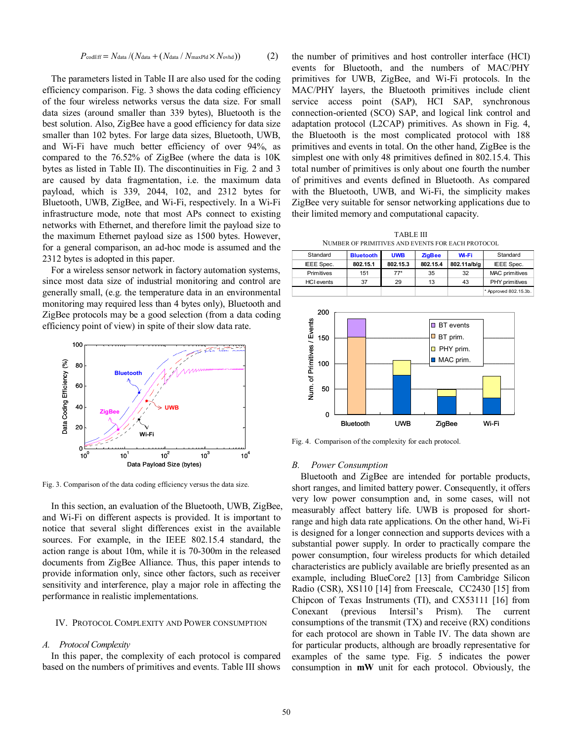$$P_{\text{codEff}} = N_{\text{data}} / (N_{\text{data}} + (N_{\text{data}} / N_{\text{maxPld}} \times N_{\text{ovhd}})) \qquad (2)$$

The parameters listed in Table II are also used for the coding efficiency comparison. Fig. 3 shows the data coding efficiency of the four wireless networks versus the data size. For small data sizes (around smaller than 339 bytes), Bluetooth is the best solution. Also, ZigBee have a good efficiency for data size smaller than 102 bytes. For large data sizes, Bluetooth, UWB, and Wi-Fi have much better efficiency of over 94%, as compared to the 76.52% of ZigBee (where the data is 10K bytes as listed in Table II). The discontinuities in Fig. 2 and 3 are caused by data fragmentation, i.e. the maximum data payload, which is 339, 2044, 102, and 2312 bytes for Bluetooth, UWB, ZigBee, and Wi-Fi, respectively. In a Wi-Fi infrastructure mode, note that most APs connect to existing networks with Ethernet, and therefore limit the payload size to the maximum Ethernet payload size as 1500 bytes. However, for a general comparison, an ad-hoc mode is assumed and the 2312 bytes is adopted in this paper.

For a wireless sensor network in factory automation systems, since most data size of industrial monitoring and control are generally small, (e.g. the temperature data in an environmental monitoring may required less than 4 bytes only), Bluetooth and ZigBee protocols may be a good selection (from a data coding efficiency point of view) in spite of their slow data rate.

Fig. 3. Comparison of the data coding efficiency versus the data size.

In this section, an evaluation of the Bluetooth, UWB, ZigBee, and Wi-Fi on different aspects is provided. It is important to notice that several slight differences exist in the available sources. For example, in the IEEE 802.15.4 standard, the action range is about 10m, while it is 70-300m in the released documents from ZigBee Alliance. Thus, this paper intends to provide information only, since other factors, such as receiver sensitivity and interference, play a major role in affecting the performance in realistic implementations.

## IV. Protocol Complexity and Power Consumption

### A. *Protocol Complexity*

In this paper, the complexity of each protocol is compared based on the numbers of primitives and events. Table III shows the number of primitives and host controller interface (HCI) events for Bluetooth, and the numbers of MAC/PHY primitives for UWB, ZigBee, and Wi-Fi protocols. In the MAC/PHY layers, the Bluetooth primitives include client service access point (SAP), HCI SAP, synchronous connection-oriented (SCO) SAP, and logical link control and adaptation protocol (L2CAP) primitives. As shown in Fig. 4, the Bluetooth is the most complicated protocol with 188 primitives and events in total. On the other hand, ZigBee is the simplest one with only 48 primitives defined in 802.15.4. This total number of primitives is only about one fourth the number of primitives and events defined in Bluetooth. As compared with the Bluetooth, UWB, and Wi-Fi, the simplicity makes ZigBee very suitable for sensor networking applications due to their limited memory and computational capacity.

TABLE III
NUMBER OF PRIMITIVES AND EVENTS FOR EACH PROTOCOL

| Standard | Bluetooth | UWB | ZigBee | Wi-Fi | Standard |
|---|---|---|---|---|---|
| IEEE Spec. | 802.15.1 | 802.15.3 | 802.15.4 | 802.11a/b/g | IEEE Spec. |
| Primitives | 151 | 77* | 35 | 32 | MAC primitives |
| HCI events | 37 | 29 | 13 | 43 | PHY primitives |
| | | | | | * Approved 802.15.3b. |

Fig. 4. Comparison of the complexity for each protocol.

### B. *Power Consumption*

Bluetooth and ZigBee are intended for portable products, short ranges, and limited battery power. Consequently, it offers very low power consumption and, in some cases, will not measurably affect battery life. UWB is proposed for short-range and high data rate applications. On the other hand, Wi-Fi is designed for a longer connection and supports devices with a substantial power supply. In order to practically compare the power consumption, four wireless products for which detailed characteristics are publicly available are briefly presented as an example, including BlueCore2 [13] from Cambridge Silicon Radio (CSR), XS110 [14] from Freescale, CC2430 [15] from Chipcon of Texas Instruments (TI), and CX53111 [16] from Conexant (previous Intersil's Prism). The current consumptions of the transmit (TX) and receive (RX) conditions for each protocol are shown in Table IV. The data shown are for particular products, although are broadly representative for examples of the same type. Fig. 5 indicates the power consumption in **mW** unit for each protocol. Obviously, the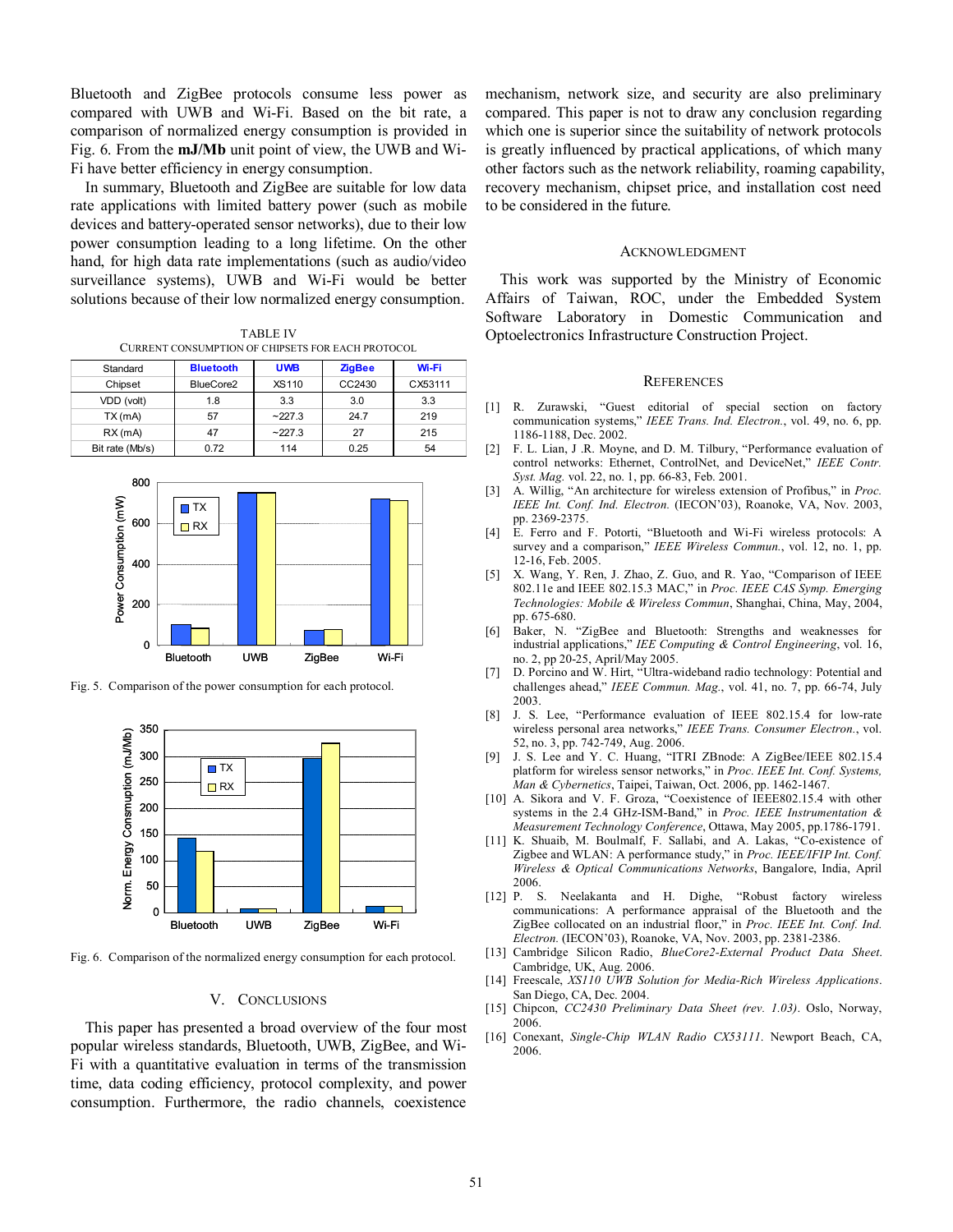Bluetooth and ZigBee protocols consume less power as compared with UWB and Wi-Fi. Based on the bit rate, a comparison of normalized energy consumption is provided in Fig. 6. From the **mJ/Mb** unit point of view, the UWB and Wi-Fi have better efficiency in energy consumption.

In summary, Bluetooth and ZigBee are suitable for low data rate applications with limited battery power (such as mobile devices and battery-operated sensor networks), due to their low power consumption leading to a long lifetime. On the other hand, for high data rate implementations (such as audio/video surveillance systems), UWB and Wi-Fi would be better solutions because of their low normalized energy consumption.

TABLE IV
CURRENT CONSUMPTION OF CHIPSETS FOR EACH PROTOCOL

| Standard | Bluetooth | UWB | ZigBee | Wi-Fi |
|---|---|---|---|---|
| Chipset | BlueCore2 | XS110 | CC2430 | CX53111 |
| VDD (volt) | 1.8 | 3.3 | 3.0 | 3.3 |
| TX (mA) | 57 | ~227.3 | 24.7 | 219 |
| RX (mA) | 47 | ~227.3 | 27 | 215 |
| Bit rate (Mb/s) | 0.72 | 114 | 0.25 | 54 |

Power Consumption (mW)
800
600
400
200
0
TX
RX
Bluetooth
UWB
ZigBee
Wi-Fi

Fig. 5. Comparison of the power consumption for each protocol.

Norm. Energy Consmuption (mJ/Mb)
350
300
250
200
150
100
50
0
TX
RX
Bluetooth
UWB
ZigBee
Wi-Fi

Fig. 6. Comparison of the normalized energy consumption for each protocol.

## V. CONCLUSIONS

This paper has presented a broad overview of the four most popular wireless standards, Bluetooth, UWB, ZigBee, and Wi-Fi with a quantitative evaluation in terms of the transmission time, data coding efficiency, protocol complexity, and power consumption. Furthermore, the radio channels, coexistence mechanism, network size, and security are also preliminary compared. This paper is not to draw any conclusion regarding which one is superior since the suitability of network protocols is greatly influenced by practical applications, of which many other factors such as the network reliability, roaming capability, recovery mechanism, chipset price, and installation cost need to be considered in the future.

## ACKNOWLEDGMENT

This work was supported by the Ministry of Economic Affairs of Taiwan, ROC, under the Embedded System Software Laboratory in Domestic Communication and Optoelectronics Infrastructure Construction Project.

## REFERENCES

[1] R. Zurawski, "Guest editorial of special section on factory communication systems," *IEEE Trans. Ind. Electron.*, vol. 49, no. 6, pp. 1186-1188, Dec. 2002.

[2] F. L. Lian, J .R. Moyne, and D. M. Tilbury, "Performance evaluation of control networks: Ethernet, ControlNet, and DeviceNet," *IEEE Contr. Syst. Mag.* vol. 22, no. 1, pp. 66-83, Feb. 2001.

[3] A. Willig, "An architecture for wireless extension of Profibus," in *Proc. IEEE Int. Conf. Ind. Electron.* (IECON'03), Roanoke, VA, Nov. 2003, pp. 2369-2375.

[4] E. Ferro and F. Potorti, "Bluetooth and Wi-Fi wireless protocols: A survey and a comparison," *IEEE Wireless Commun.*, vol. 12, no. 1, pp. 12-16, Feb. 2005.

[5] X. Wang, Y. Ren, J. Zhao, Z. Guo, and R. Yao, "Comparison of IEEE 802.11e and IEEE 802.15.3 MAC," in *Proc. IEEE CAS Symp. Emerging Technologies: Mobile & Wireless Commun*, Shanghai, China, May, 2004, pp. 675-680.

[6] Baker, N. "ZigBee and Bluetooth: Strengths and weaknesses for industrial applications," *IEE Computing & Control Engineering*, vol. 16, no. 2, pp 20-25, April/May 2005.

[7] D. Porcino and W. Hirt, "Ultra-wideband radio technology: Potential and challenges ahead," *IEEE Commun. Mag.*, vol. 41, no. 7, pp. 66-74, July 2003.

[8] J. S. Lee, "Performance evaluation of IEEE 802.15.4 for low-rate wireless personal area networks," *IEEE Trans. Consumer Electron.*, vol. 52, no. 3, pp. 742-749, Aug. 2006.

[9] J. S. Lee and Y. C. Huang, "ITRI ZBnode: A ZigBee/IEEE 802.15.4 platform for wireless sensor networks," in *Proc. IEEE Int. Conf. Systems, Man & Cybernetics*, Taipei, Taiwan, Oct. 2006, pp. 1462-1467.

[10] A. Sikora and V. F. Groza, "Coexistence of IEEE802.15.4 with other systems in the 2.4 GHz-ISM-Band," in *Proc. IEEE Instrumentation & Measurement Technology Conference*, Ottawa, May 2005, pp.1786-1791.

[11] K. Shuaib, M. Boulmalf, F. Sallabi, and A. Lakas, "Co-existence of Zigbee and WLAN: A performance study," in *Proc. IEEE/IFIP Int. Conf. Wireless & Optical Communications Networks*, Bangalore, India, April 2006.

[12] P. S. Neelakanta and H. Dighe, "Robust factory wireless communications: A performance appraisal of the Bluetooth and the ZigBee collocated on an industrial floor," in *Proc. IEEE Int. Conf. Ind. Electron.* (IECON'03), Roanoke, VA, Nov. 2003, pp. 2381-2386.

[13] Cambridge Silicon Radio, *BlueCore2-External Product Data Sheet*. Cambridge, UK, Aug. 2006.

[14] Freescale, *XS110 UWB Solution for Media-Rich Wireless Applications*. San Diego, CA, Dec. 2004.

[15] Chipcon, *CC2430 Preliminary Data Sheet (rev. 1.03)*. Oslo, Norway, 2006.

[16] Conexant, *Single-Chip WLAN Radio CX53111*. Newport Beach, CA, 2006.